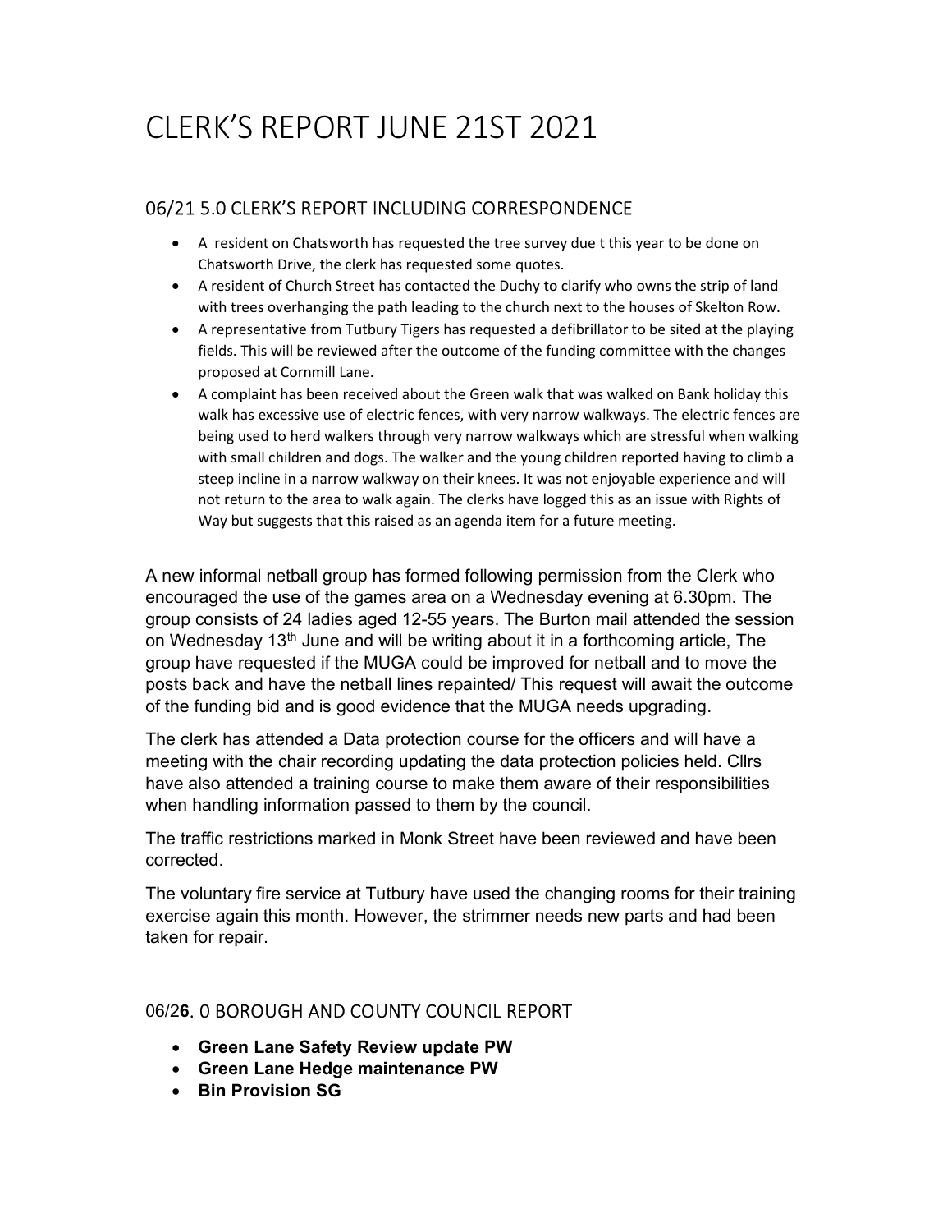# CLERK'S REPORT JUNE 21ST 2021

## 06/21 5.0 CLERK'S REPORT INCLUDING CORRESPONDENCE

- A resident on Chatsworth has requested the tree survey due t this year to be done on Chatsworth Drive, the clerk has requested some quotes.
- A resident of Church Street has contacted the Duchy to clarify who owns the strip of land with trees overhanging the path leading to the church next to the houses of Skelton Row.
- A representative from Tutbury Tigers has requested a defibrillator to be sited at the playing fields. This will be reviewed after the outcome of the funding committee with the changes proposed at Cornmill Lane.
- A complaint has been received about the Green walk that was walked on Bank holiday this walk has excessive use of electric fences, with very narrow walkways. The electric fences are being used to herd walkers through very narrow walkways which are stressful when walking with small children and dogs. The walker and the young children reported having to climb a steep incline in a narrow walkway on their knees. It was not enjoyable experience and will not return to the area to walk again. The clerks have logged this as an issue with Rights of Way but suggests that this raised as an agenda item for a future meeting.

A new informal netball group has formed following permission from the Clerk who encouraged the use of the games area on a Wednesday evening at 6.30pm. The group consists of 24 ladies aged 12-55 years. The Burton mail attended the session on Wednesday 13th June and will be writing about it in a forthcoming article, The group have requested if the MUGA could be improved for netball and to move the posts back and have the netball lines repainted/ This request will await the outcome of the funding bid and is good evidence that the MUGA needs upgrading.

The clerk has attended a Data protection course for the officers and will have a meeting with the chair recording updating the data protection policies held. Cllrs have also attended a training course to make them aware of their responsibilities when handling information passed to them by the council.

The traffic restrictions marked in Monk Street have been reviewed and have been corrected.

The voluntary fire service at Tutbury have used the changing rooms for their training exercise again this month. However, the strimmer needs new parts and had been taken for repair.

## 06/2**6**. 0 BOROUGH AND COUNTY COUNCIL REPORT

- **Green Lane Safety Review update PW**
- **Green Lane Hedge maintenance PW**
- **Bin Provision SG**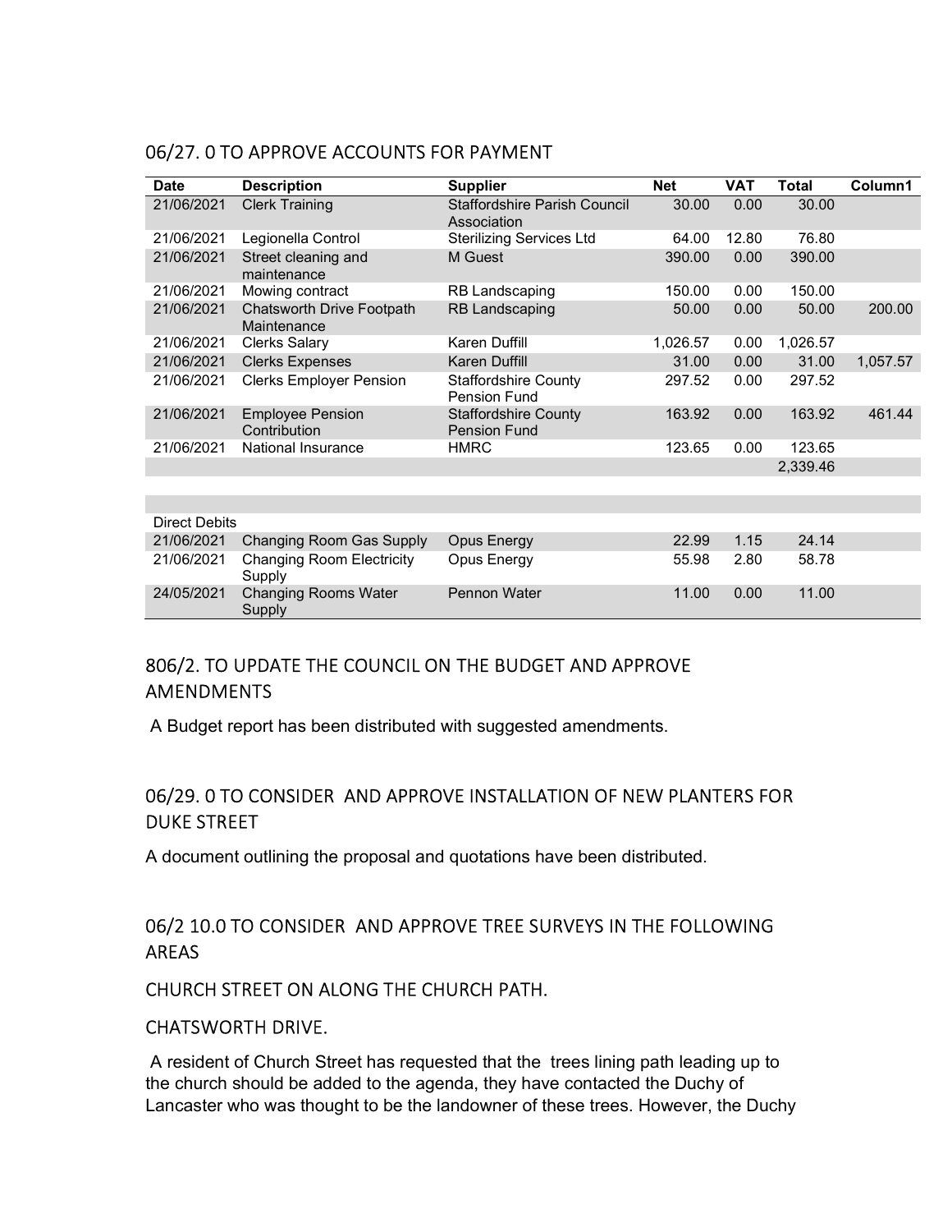## 06/27. 0 TO APPROVE ACCOUNTS FOR PAYMENT

| Date | Description | Supplier | Net | VAT | Total | Column1 |
|---|---|---|---|---|---|---|
| 21/06/2021 | Clerk Training | Staffordshire Parish Council Association | 30.00 | 0.00 | 30.00 | |
| 21/06/2021 | Legionella Control | Sterilizing Services Ltd | 64.00 | 12.80 | 76.80 | |
| 21/06/2021 | Street cleaning and maintenance | M Guest | 390.00 | 0.00 | 390.00 | |
| 21/06/2021 | Mowing contract | RB Landscaping | 150.00 | 0.00 | 150.00 | |
| 21/06/2021 | Chatsworth Drive Footpath Maintenance | RB Landscaping | 50.00 | 0.00 | 50.00 | 200.00 |
| 21/06/2021 | Clerks Salary | Karen Duffill | 1,026.57 | 0.00 | 1,026.57 | |
| 21/06/2021 | Clerks Expenses | Karen Duffill | 31.00 | 0.00 | 31.00 | 1,057.57 |
| 21/06/2021 | Clerks Employer Pension | Staffordshire County Pension Fund | 297.52 | 0.00 | 297.52 | |
| 21/06/2021 | Employee Pension Contribution | Staffordshire County Pension Fund | 163.92 | 0.00 | 163.92 | 461.44 |
| 21/06/2021 | National Insurance | HMRC | 123.65 | 0.00 | 123.65 | |
| | | | | | 2,339.46 | |
| | | | | | | |
| | | | | | | |
| Direct Debits | | | | | | |
| 21/06/2021 | Changing Room Gas Supply | Opus Energy | 22.99 | 1.15 | 24.14 | |
| 21/06/2021 | Changing Room Electricity Supply | Opus Energy | 55.98 | 2.80 | 58.78 | |
| 24/05/2021 | Changing Rooms Water Supply | Pennon Water | 11.00 | 0.00 | 11.00 | |

## 806/2. TO UPDATE THE COUNCIL ON THE BUDGET AND APPROVE AMENDMENTS

A Budget report has been distributed with suggested amendments.

## 06/29. 0 TO CONSIDER AND APPROVE INSTALLATION OF NEW PLANTERS FOR DUKE STREET

A document outlining the proposal and quotations have been distributed.

## 06/2 10.0 TO CONSIDER AND APPROVE TREE SURVEYS IN THE FOLLOWING AREAS

CHURCH STREET ON ALONG THE CHURCH PATH.

CHATSWORTH DRIVE.

A resident of Church Street has requested that the trees lining path leading up to the church should be added to the agenda, they have contacted the Duchy of Lancaster who was thought to be the landowner of these trees. However, the Duchy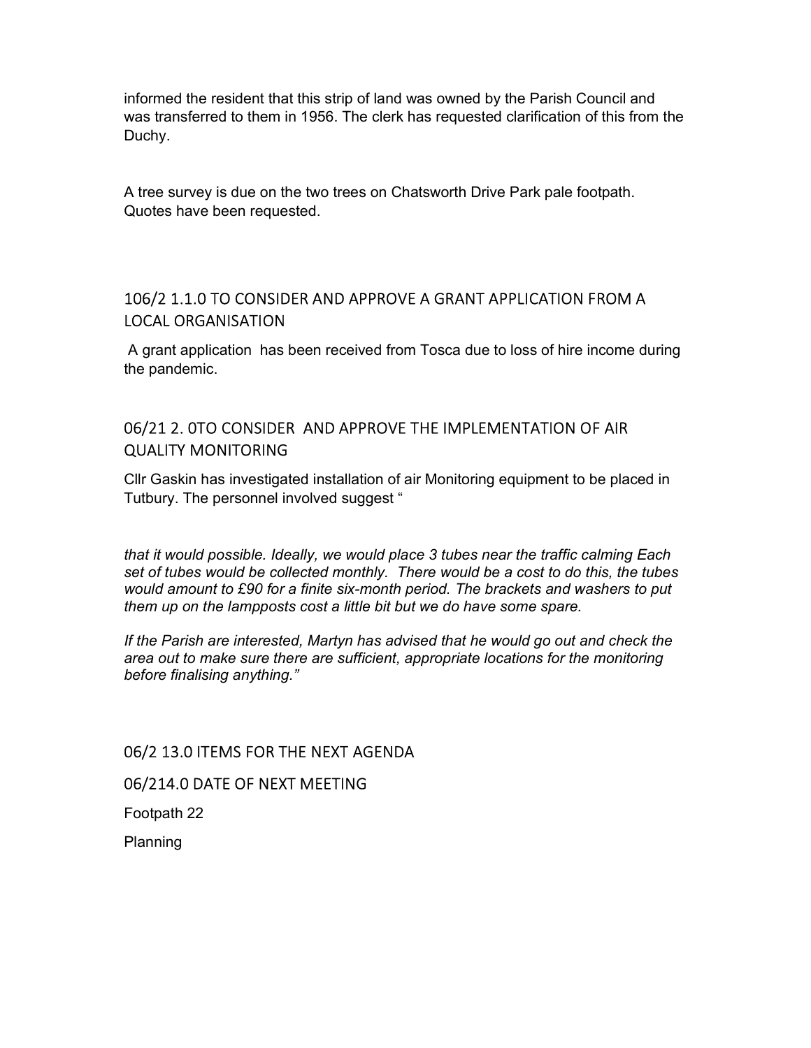informed the resident that this strip of land was owned by the Parish Council and was transferred to them in 1956. The clerk has requested clarification of this from the Duchy.

A tree survey is due on the two trees on Chatsworth Drive Park pale footpath. Quotes have been requested.

## 106/2 1.1.0 TO CONSIDER AND APPROVE A GRANT APPLICATION FROM A LOCAL ORGANISATION

A grant application has been received from Tosca due to loss of hire income during the pandemic.

## 06/21 2. 0TO CONSIDER AND APPROVE THE IMPLEMENTATION OF AIR QUALITY MONITORING

Cllr Gaskin has investigated installation of air Monitoring equipment to be placed in Tutbury. The personnel involved suggest "

*that it would possible. Ideally, we would place 3 tubes near the traffic calming Each set of tubes would be collected monthly. There would be a cost to do this, the tubes would amount to £90 for a finite six-month period. The brackets and washers to put them up on the lampposts cost a little bit but we do have some spare.*

*If the Parish are interested, Martyn has advised that he would go out and check the area out to make sure there are sufficient, appropriate locations for the monitoring before finalising anything."*

## 06/2 13.0 ITEMS FOR THE NEXT AGENDA

## 06/214.0 DATE OF NEXT MEETING

Footpath 22

Planning